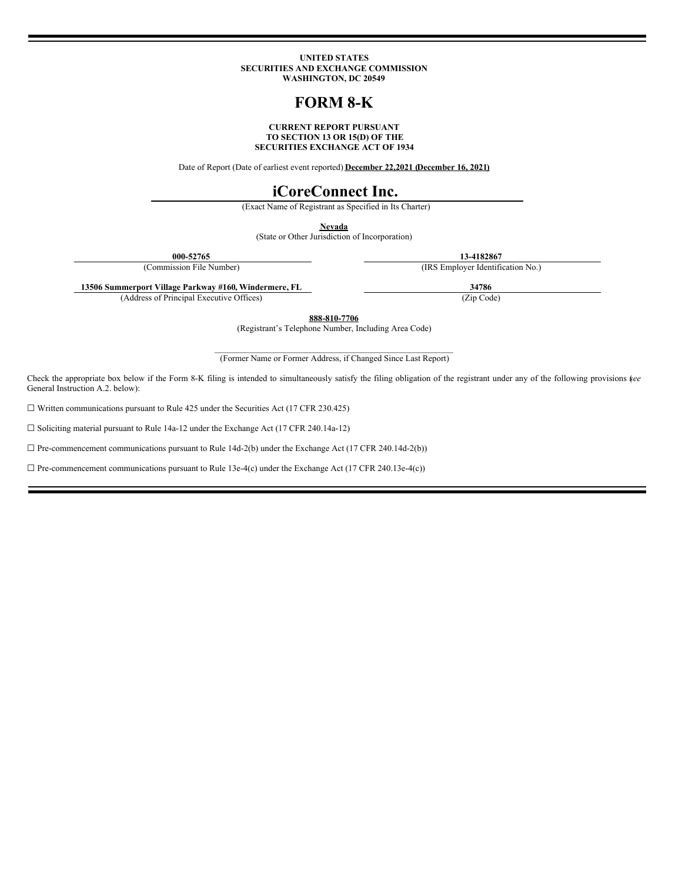**UNITED STATES**
**SECURITIES AND EXCHANGE COMMISSION**
**WASHINGTON, DC 20549**

# FORM 8-K

**CURRENT REPORT PURSUANT**
**TO SECTION 13 OR 15(D) OF THE**
**SECURITIES EXCHANGE ACT OF 1934**

Date of Report (Date of earliest event reported) **December 22,2021 (December 16, 2021)**

# iCoreConnect Inc.

(Exact Name of Registrant as Specified in Its Charter)

**Nevada**
(State or Other Jurisdiction of Incorporation)

| **000-52765** | **13-4182867** |
| --- | --- |
| (Commission File Number) | (IRS Employer Identification No.) |
| **13506 Summerport Village Parkway #160, Windermere, FL** | **34786** |
| (Address of Principal Executive Offices) | (Zip Code) |

**888-810-7706**
(Registrant's Telephone Number, Including Area Code)

\_\_\_\_\_\_\_\_\_\_\_\_\_\_\_\_\_\_\_\_\_\_\_\_\_\_\_\_\_\_\_\_\_\_\_\_\_\_\_\_\_\_\_\_\_\_\_\_
(Former Name or Former Address, if Changed Since Last Report)

Check the appropriate box below if the Form 8-K filing is intended to simultaneously satisfy the filing obligation of the registrant under any of the following provisions (*see* General Instruction A.2. below):

☐ Written communications pursuant to Rule 425 under the Securities Act (17 CFR 230.425)

☐ Soliciting material pursuant to Rule 14a-12 under the Exchange Act (17 CFR 240.14a-12)

☐ Pre-commencement communications pursuant to Rule 14d-2(b) under the Exchange Act (17 CFR 240.14d-2(b))

☐ Pre-commencement communications pursuant to Rule 13e-4(c) under the Exchange Act (17 CFR 240.13e-4(c))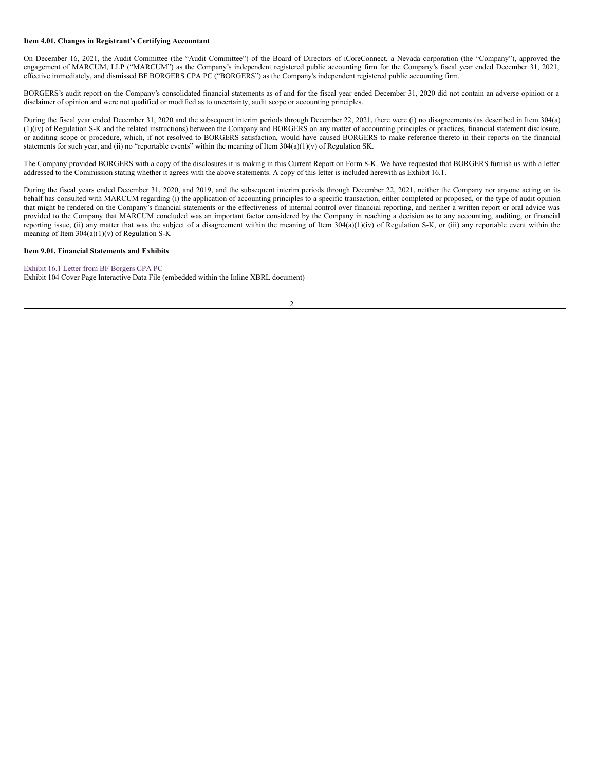**Item 4.01. Changes in Registrant's Certifying Accountant**

On December 16, 2021, the Audit Committee (the "Audit Committee") of the Board of Directors of iCoreConnect, a Nevada corporation (the "Company"), approved the engagement of MARCUM, LLP ("MARCUM") as the Company's independent registered public accounting firm for the Company's fiscal year ended December 31, 2021, effective immediately, and dismissed BF BORGERS CPA PC ("BORGERS") as the Company's independent registered public accounting firm.

BORGERS's audit report on the Company's consolidated financial statements as of and for the fiscal year ended December 31, 2020 did not contain an adverse opinion or a disclaimer of opinion and were not qualified or modified as to uncertainty, audit scope or accounting principles.

During the fiscal year ended December 31, 2020 and the subsequent interim periods through December 22, 2021, there were (i) no disagreements (as described in Item 304(a)(1)(iv) of Regulation S-K and the related instructions) between the Company and BORGERS on any matter of accounting principles or practices, financial statement disclosure, or auditing scope or procedure, which, if not resolved to BORGERS satisfaction, would have caused BORGERS to make reference thereto in their reports on the financial statements for such year, and (ii) no "reportable events" within the meaning of Item 304(a)(1)(v) of Regulation SK.

The Company provided BORGERS with a copy of the disclosures it is making in this Current Report on Form 8-K. We have requested that BORGERS furnish us with a letter addressed to the Commission stating whether it agrees with the above statements. A copy of this letter is included herewith as Exhibit 16.1.

During the fiscal years ended December 31, 2020, and 2019, and the subsequent interim periods through December 22, 2021, neither the Company nor anyone acting on its behalf has consulted with MARCUM regarding (i) the application of accounting principles to a specific transaction, either completed or proposed, or the type of audit opinion that might be rendered on the Company's financial statements or the effectiveness of internal control over financial reporting, and neither a written report or oral advice was provided to the Company that MARCUM concluded was an important factor considered by the Company in reaching a decision as to any accounting, auditing, or financial reporting issue, (ii) any matter that was the subject of a disagreement within the meaning of Item 304(a)(1)(iv) of Regulation S-K, or (iii) any reportable event within the meaning of Item 304(a)(1)(v) of Regulation S-K

**Item 9.01. Financial Statements and Exhibits**

Exhibit 16.1 Letter from BF Borgers CPA PC
Exhibit 104 Cover Page Interactive Data File (embedded within the Inline XBRL document)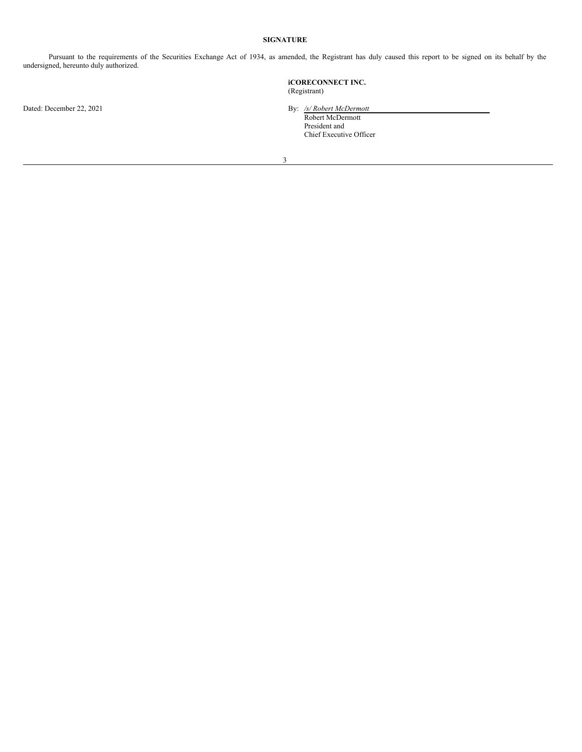## SIGNATURE

Pursuant to the requirements of the Securities Exchange Act of 1934, as amended, the Registrant has duly caused this report to be signed on its behalf by the undersigned, hereunto duly authorized.

**iCORECONNECT INC.**
(Registrant)

Dated: December 22, 2021

By: */s/ Robert McDermott*
Robert McDermott
President and
Chief Executive Officer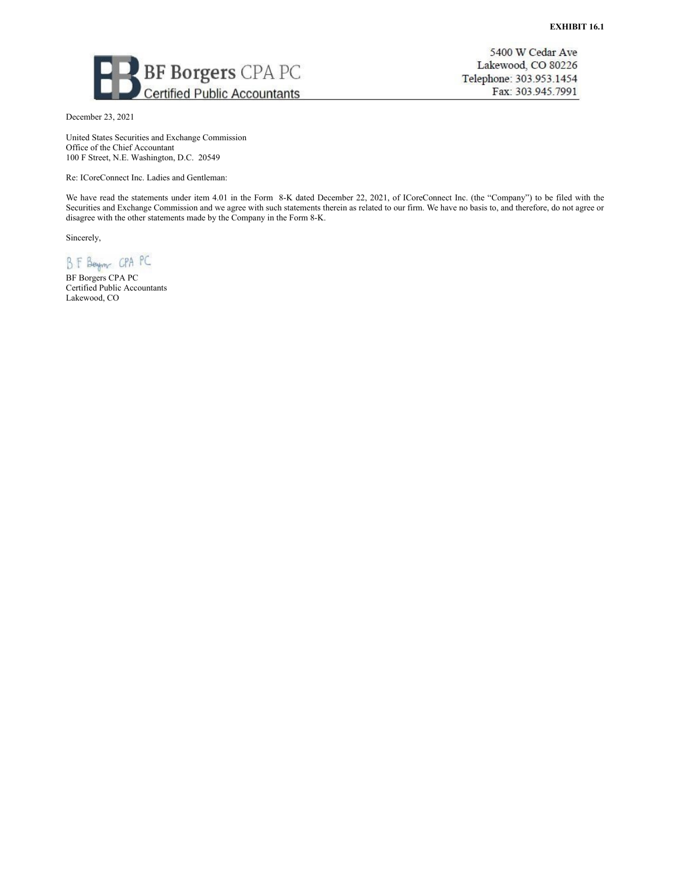**EXHIBIT 16.1**

**BF Borgers** CPA PC
Certified Public Accountants

5400 W Cedar Ave
Lakewood, CO 80226
Telephone: 303.953.1454
Fax: 303.945.7991

December 23, 2021

United States Securities and Exchange Commission
Office of the Chief Accountant
100 F Street, N.E. Washington, D.C. 20549

Re: ICoreConnect Inc. Ladies and Gentleman:

We have read the statements under item 4.01 in the Form 8-K dated December 22, 2021, of ICoreConnect Inc. (the "Company") to be filed with the Securities and Exchange Commission and we agree with such statements therein as related to our firm. We have no basis to, and therefore, do not agree or disagree with the other statements made by the Company in the Form 8-K.

Sincerely,

B F Borgers CPA PC

BF Borgers CPA PC
Certified Public Accountants
Lakewood, CO